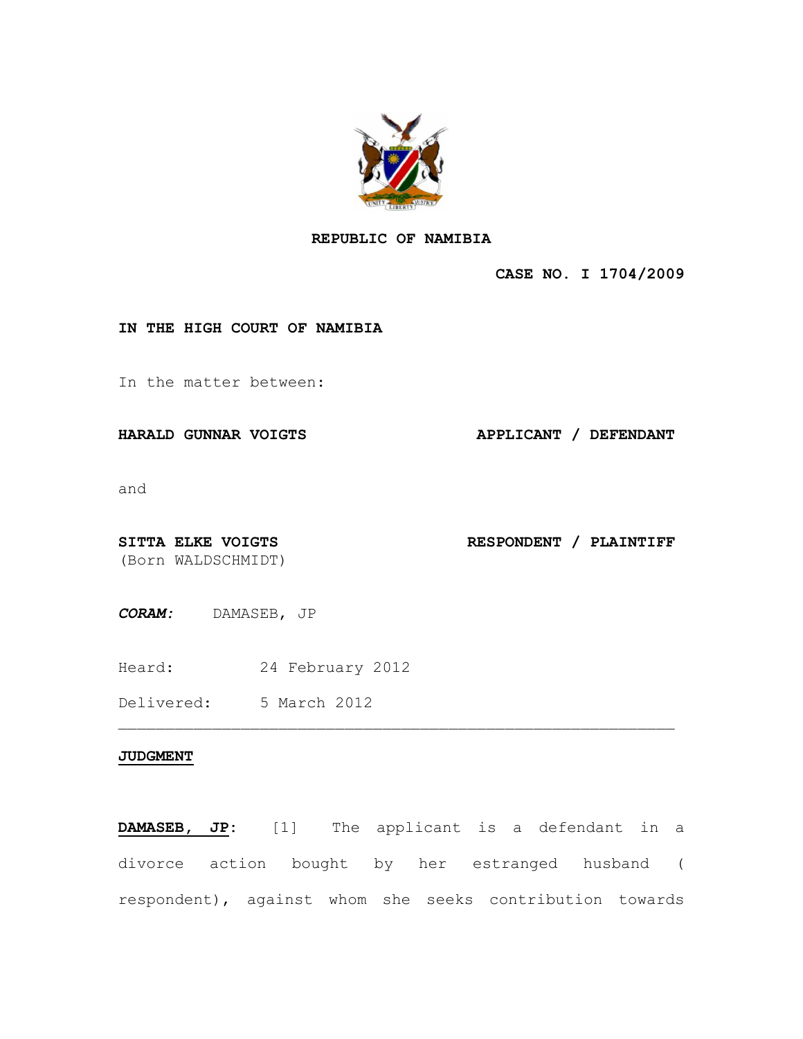**REPUBLIC OF NAMIBIA**

**CASE NO. I 1704/2009**

**IN THE HIGH COURT OF NAMIBIA**

In the matter between:

**HARALD GUNNAR VOIGTS** **APPLICANT / DEFENDANT**

and

**SITTA ELKE VOIGTS** **RESPONDENT / PLAINTIFF**
(Born WALDSCHMIDT)

***CORAM:*** DAMASEB, JP

Heard: 24 February 2012

Delivered: 5 March 2012

---

**JUDGMENT**

**DAMASEB, JP**: [1] The applicant is a defendant in a divorce action bought by her estranged husband ( respondent), against whom she seeks contribution towards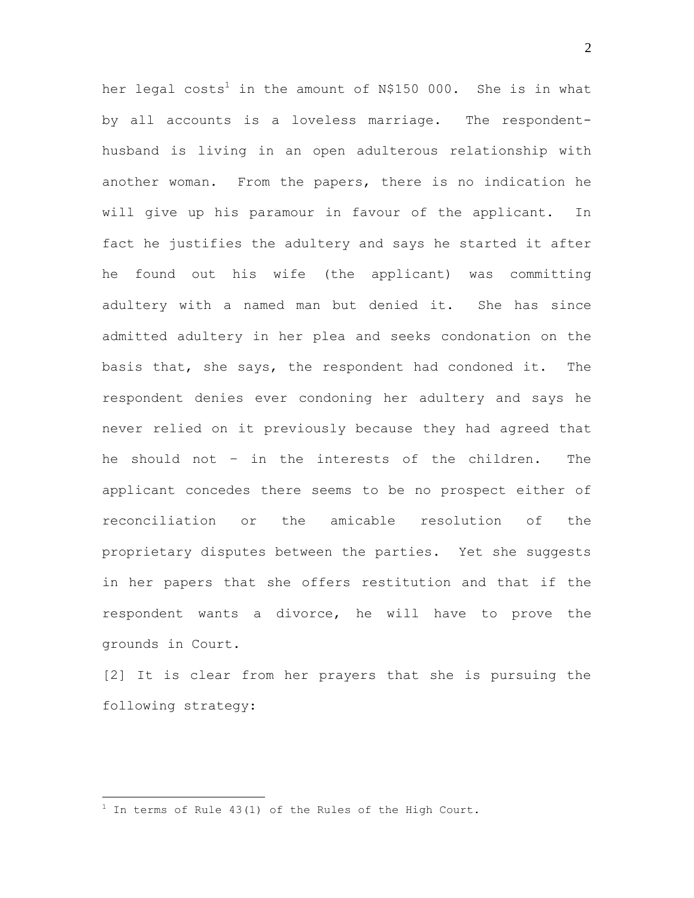her legal costs[1] in the amount of N$150 000. She is in what by all accounts is a loveless marriage. The respondent-husband is living in an open adulterous relationship with another woman. From the papers, there is no indication he will give up his paramour in favour of the applicant. In fact he justifies the adultery and says he started it after he found out his wife (the applicant) was committing adultery with a named man but denied it. She has since admitted adultery in her plea and seeks condonation on the basis that, she says, the respondent had condoned it. The respondent denies ever condoning her adultery and says he never relied on it previously because they had agreed that he should not – in the interests of the children. The applicant concedes there seems to be no prospect either of reconciliation or the amicable resolution of the proprietary disputes between the parties. Yet she suggests in her papers that she offers restitution and that if the respondent wants a divorce, he will have to prove the grounds in Court.

[2] It is clear from her prayers that she is pursuing the following strategy:

---

[1] In terms of Rule 43(1) of the Rules of the High Court.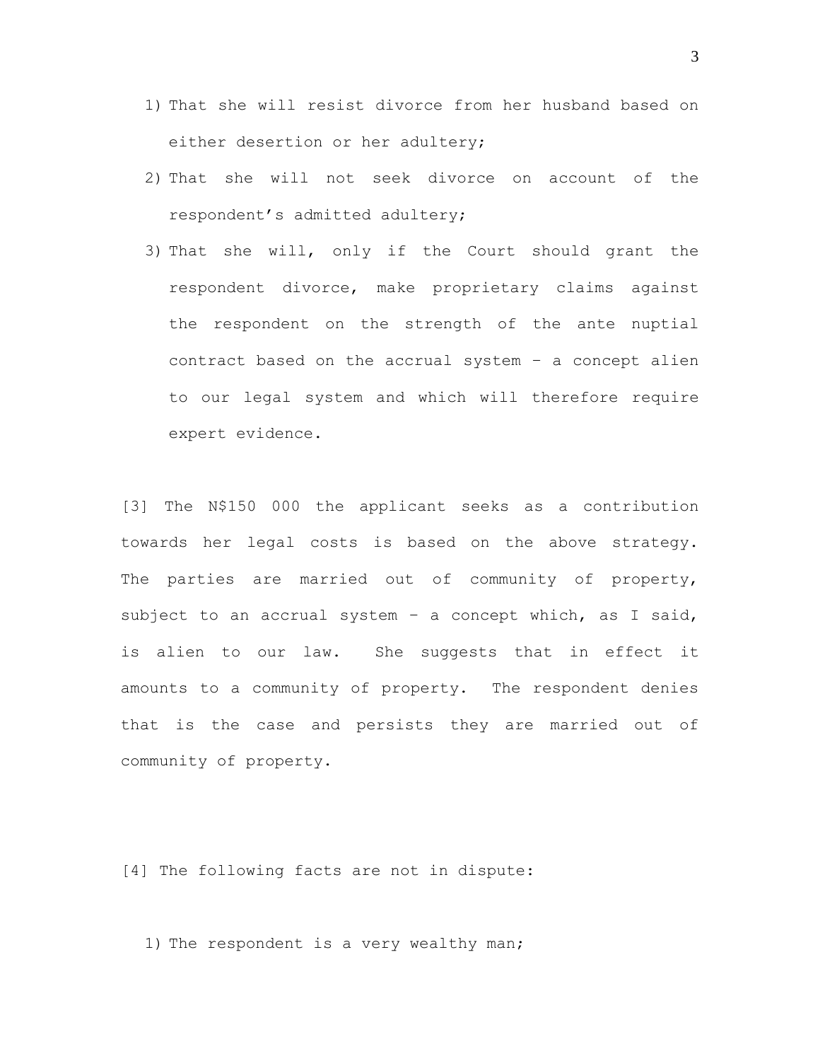1) That she will resist divorce from her husband based on either desertion or her adultery;
2) That she will not seek divorce on account of the respondent's admitted adultery;
3) That she will, only if the Court should grant the respondent divorce, make proprietary claims against the respondent on the strength of the ante nuptial contract based on the accrual system – a concept alien to our legal system and which will therefore require expert evidence.

[3] The N$150 000 the applicant seeks as a contribution towards her legal costs is based on the above strategy. The parties are married out of community of property, subject to an accrual system – a concept which, as I said, is alien to our law. She suggests that in effect it amounts to a community of property. The respondent denies that is the case and persists they are married out of community of property.

[4] The following facts are not in dispute:

1) The respondent is a very wealthy man;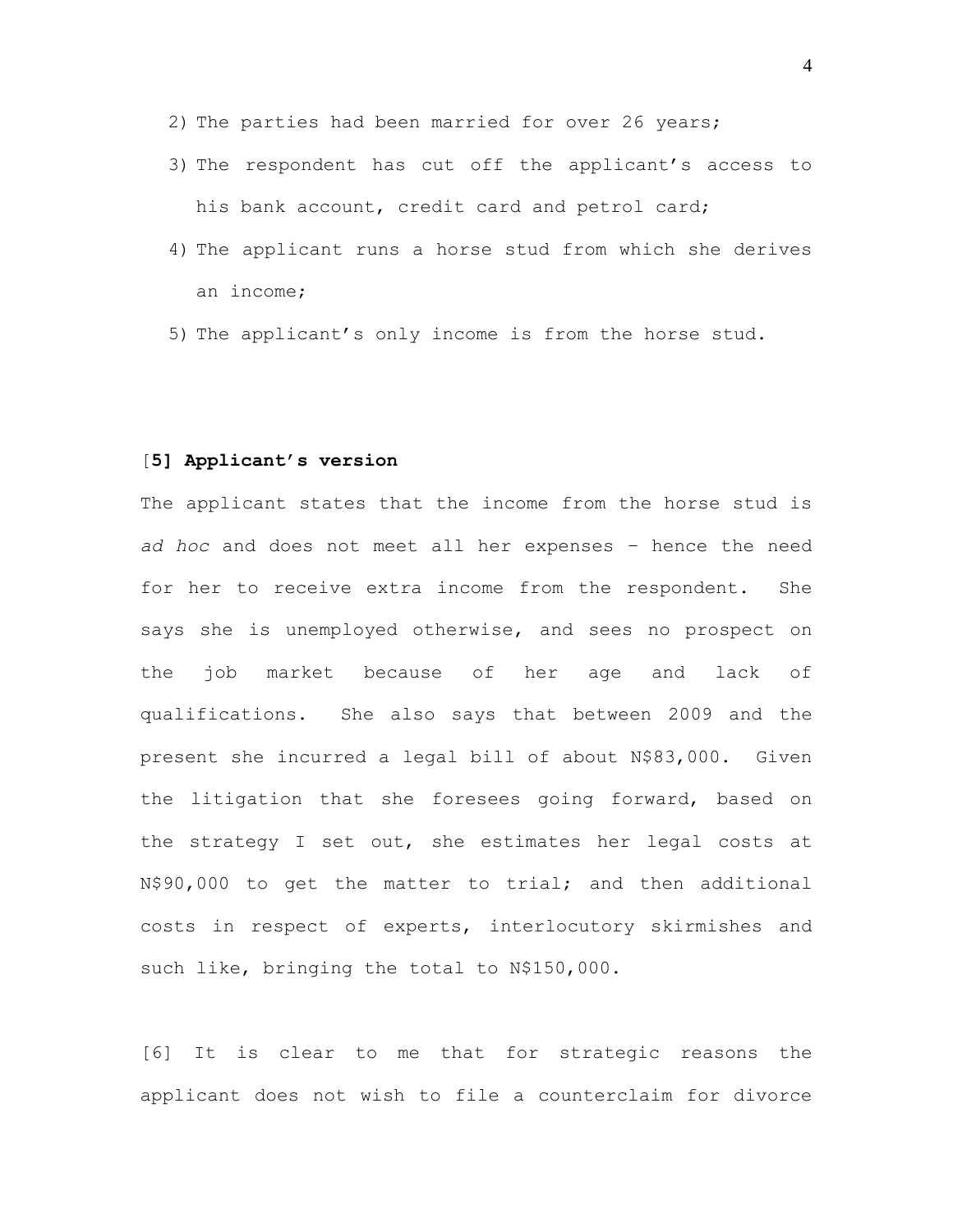2) The parties had been married for over 26 years;
3) The respondent has cut off the applicant's access to his bank account, credit card and petrol card;
4) The applicant runs a horse stud from which she derives an income;
5) The applicant's only income is from the horse stud.

[**5] Applicant's version**

The applicant states that the income from the horse stud is *ad hoc* and does not meet all her expenses – hence the need for her to receive extra income from the respondent. She says she is unemployed otherwise, and sees no prospect on the job market because of her age and lack of qualifications. She also says that between 2009 and the present she incurred a legal bill of about N$83,000. Given the litigation that she foresees going forward, based on the strategy I set out, she estimates her legal costs at N$90,000 to get the matter to trial; and then additional costs in respect of experts, interlocutory skirmishes and such like, bringing the total to N$150,000.

[6] It is clear to me that for strategic reasons the applicant does not wish to file a counterclaim for divorce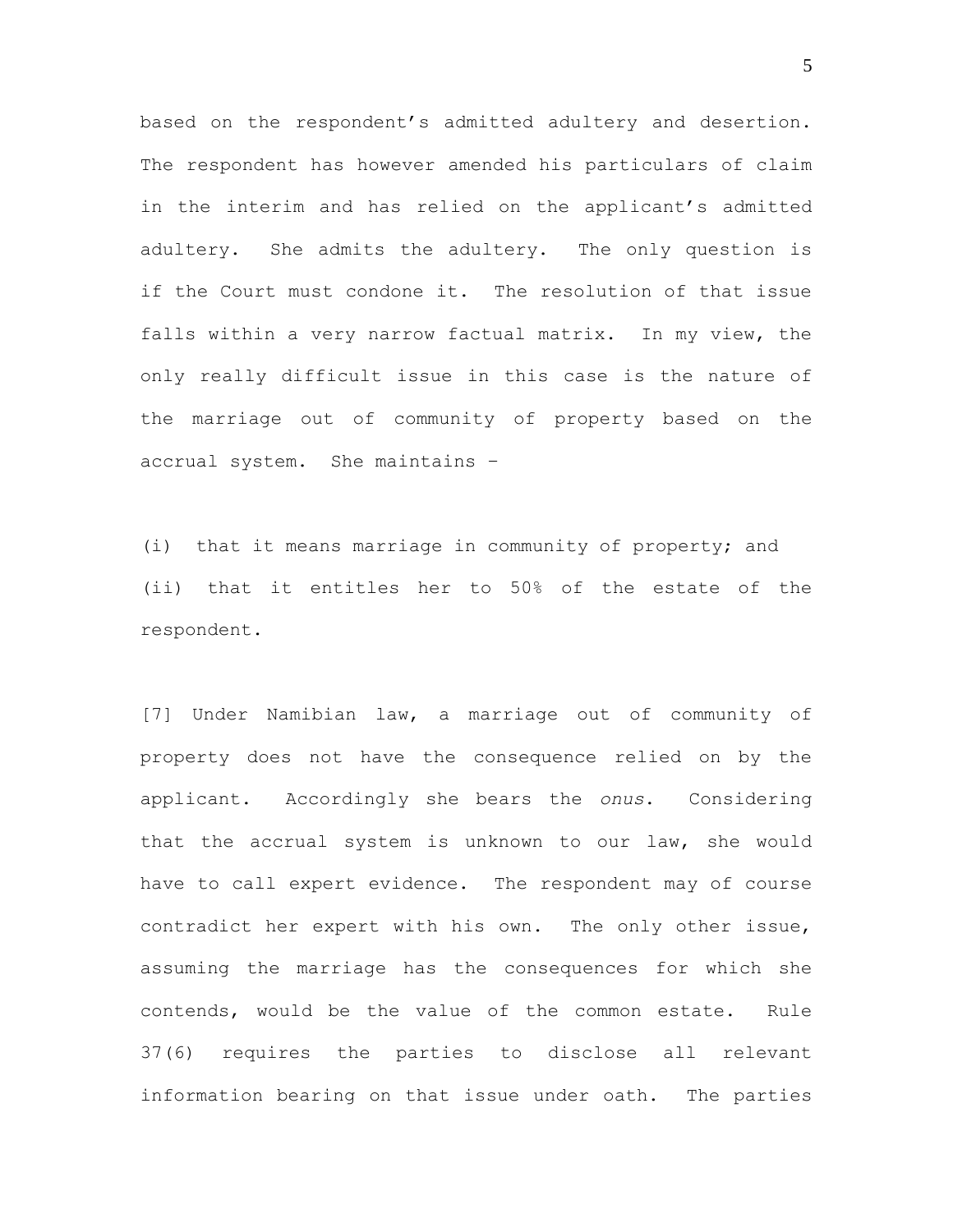based on the respondent's admitted adultery and desertion. The respondent has however amended his particulars of claim in the interim and has relied on the applicant's admitted adultery. She admits the adultery. The only question is if the Court must condone it. The resolution of that issue falls within a very narrow factual matrix. In my view, the only really difficult issue in this case is the nature of the marriage out of community of property based on the accrual system. She maintains –

(i) that it means marriage in community of property; and

(ii) that it entitles her to 50% of the estate of the respondent.

[7] Under Namibian law, a marriage out of community of property does not have the consequence relied on by the applicant. Accordingly she bears the *onus*. Considering that the accrual system is unknown to our law, she would have to call expert evidence. The respondent may of course contradict her expert with his own. The only other issue, assuming the marriage has the consequences for which she contends, would be the value of the common estate. Rule 37(6) requires the parties to disclose all relevant information bearing on that issue under oath. The parties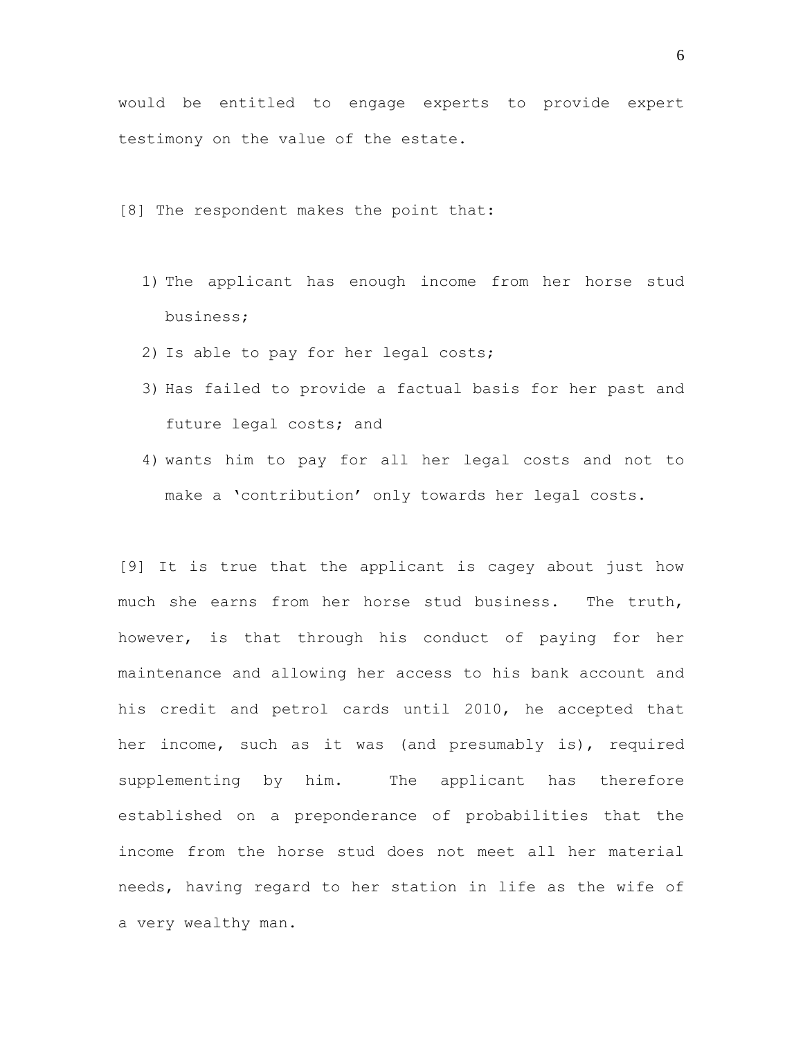would be entitled to engage experts to provide expert testimony on the value of the estate.

[8] The respondent makes the point that:

1) The applicant has enough income from her horse stud business;
2) Is able to pay for her legal costs;
3) Has failed to provide a factual basis for her past and future legal costs; and
4) wants him to pay for all her legal costs and not to make a 'contribution' only towards her legal costs.

[9] It is true that the applicant is cagey about just how much she earns from her horse stud business. The truth, however, is that through his conduct of paying for her maintenance and allowing her access to his bank account and his credit and petrol cards until 2010, he accepted that her income, such as it was (and presumably is), required supplementing by him. The applicant has therefore established on a preponderance of probabilities that the income from the horse stud does not meet all her material needs, having regard to her station in life as the wife of a very wealthy man.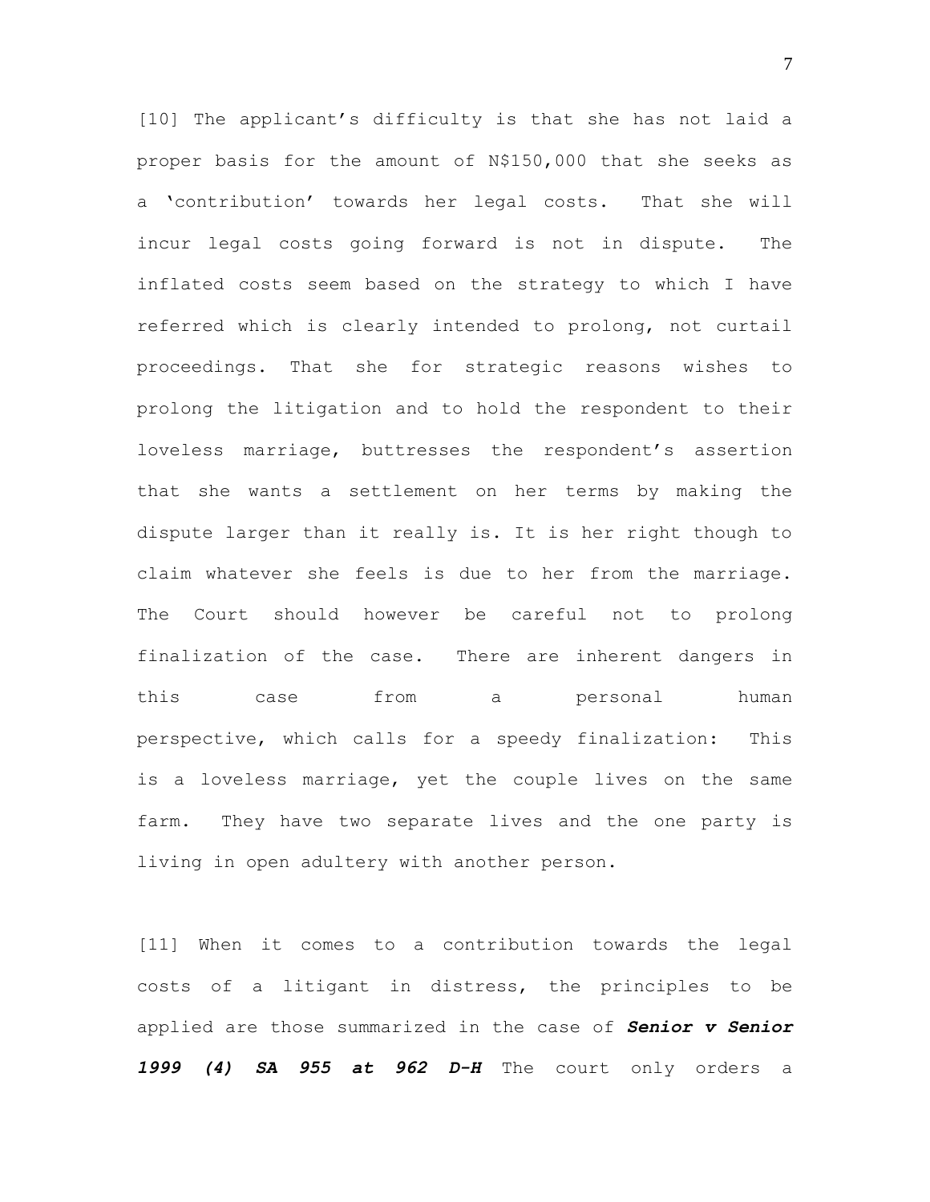[10] The applicant's difficulty is that she has not laid a proper basis for the amount of N$150,000 that she seeks as a 'contribution' towards her legal costs. That she will incur legal costs going forward is not in dispute. The inflated costs seem based on the strategy to which I have referred which is clearly intended to prolong, not curtail proceedings. That she for strategic reasons wishes to prolong the litigation and to hold the respondent to their loveless marriage, buttresses the respondent's assertion that she wants a settlement on her terms by making the dispute larger than it really is. It is her right though to claim whatever she feels is due to her from the marriage. The Court should however be careful not to prolong finalization of the case. There are inherent dangers in this case from a personal human perspective, which calls for a speedy finalization: This is a loveless marriage, yet the couple lives on the same farm. They have two separate lives and the one party is living in open adultery with another person.

[11] When it comes to a contribution towards the legal costs of a litigant in distress, the principles to be applied are those summarized in the case of ***Senior v Senior 1999 (4) SA 955 at 962 D-H*** The court only orders a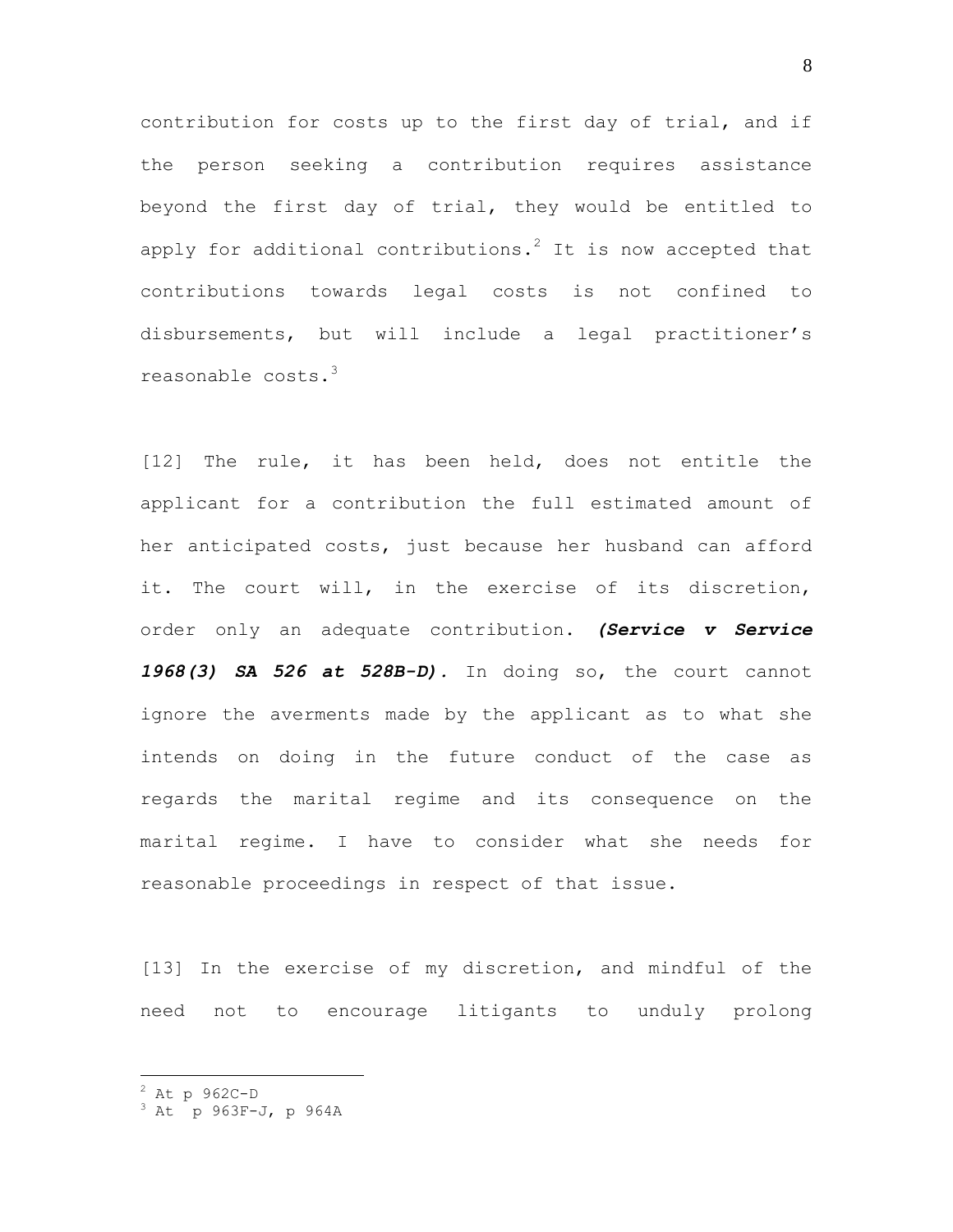contribution for costs up to the first day of trial, and if the person seeking a contribution requires assistance beyond the first day of trial, they would be entitled to apply for additional contributions.[2] It is now accepted that contributions towards legal costs is not confined to disbursements, but will include a legal practitioner's reasonable costs.[3]

[12] The rule, it has been held, does not entitle the applicant for a contribution the full estimated amount of her anticipated costs, just because her husband can afford it. The court will, in the exercise of its discretion, order only an adequate contribution. ***(Service v Service 1968(3) SA 526 at 528B-D).*** In doing so, the court cannot ignore the averments made by the applicant as to what she intends on doing in the future conduct of the case as regards the marital regime and its consequence on the marital regime. I have to consider what she needs for reasonable proceedings in respect of that issue.

[13] In the exercise of my discretion, and mindful of the need not to encourage litigants to unduly prolong

---

[2] At p 962C-D

[3] At p 963F-J, p 964A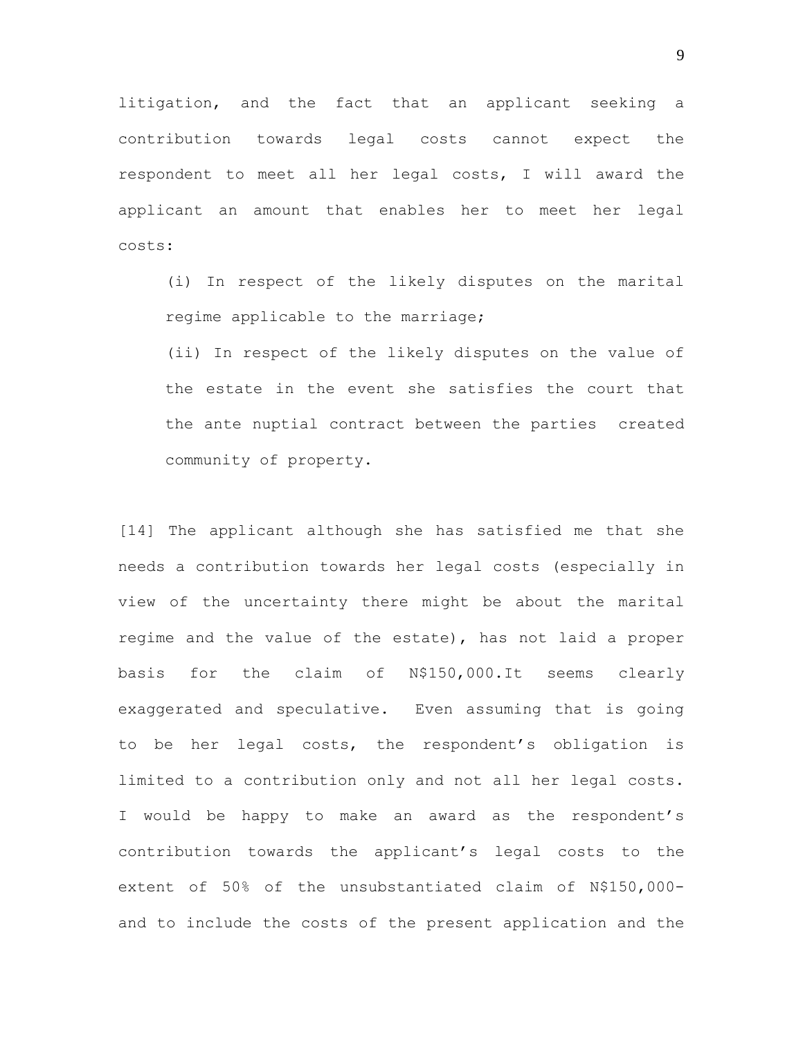litigation, and the fact that an applicant seeking a contribution towards legal costs cannot expect the respondent to meet all her legal costs, I will award the applicant an amount that enables her to meet her legal costs:

(i) In respect of the likely disputes on the marital regime applicable to the marriage;

(ii) In respect of the likely disputes on the value of the estate in the event she satisfies the court that the ante nuptial contract between the parties created community of property.

[14] The applicant although she has satisfied me that she needs a contribution towards her legal costs (especially in view of the uncertainty there might be about the marital regime and the value of the estate), has not laid a proper basis for the claim of N$150,000.It seems clearly exaggerated and speculative. Even assuming that is going to be her legal costs, the respondent's obligation is limited to a contribution only and not all her legal costs. I would be happy to make an award as the respondent's contribution towards the applicant's legal costs to the extent of 50% of the unsubstantiated claim of N$150,000- and to include the costs of the present application and the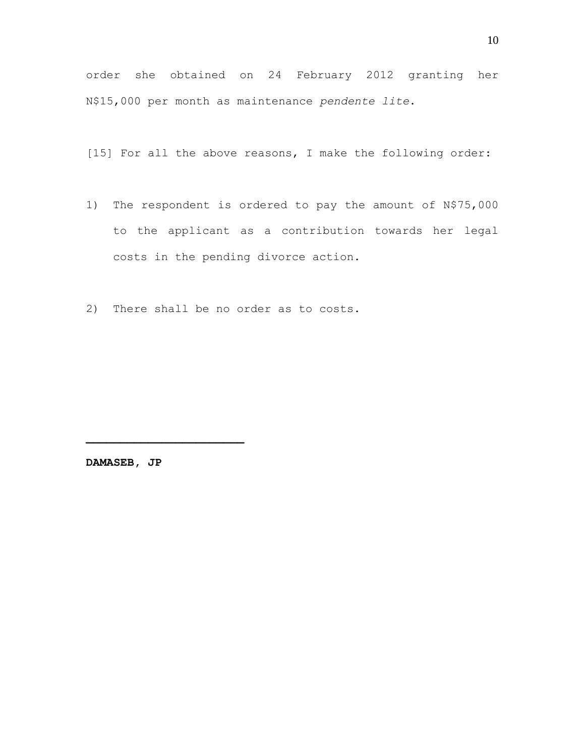order she obtained on 24 February 2012 granting her N$15,000 per month as maintenance *pendente lite*.

[15] For all the above reasons, I make the following order:

1) The respondent is ordered to pay the amount of N$75,000 to the applicant as a contribution towards her legal costs in the pending divorce action.

2) There shall be no order as to costs.

\_\_\_\_\_\_\_\_\_\_\_\_\_\_\_\_\_\_\_\_\_\_

**DAMASEB, JP**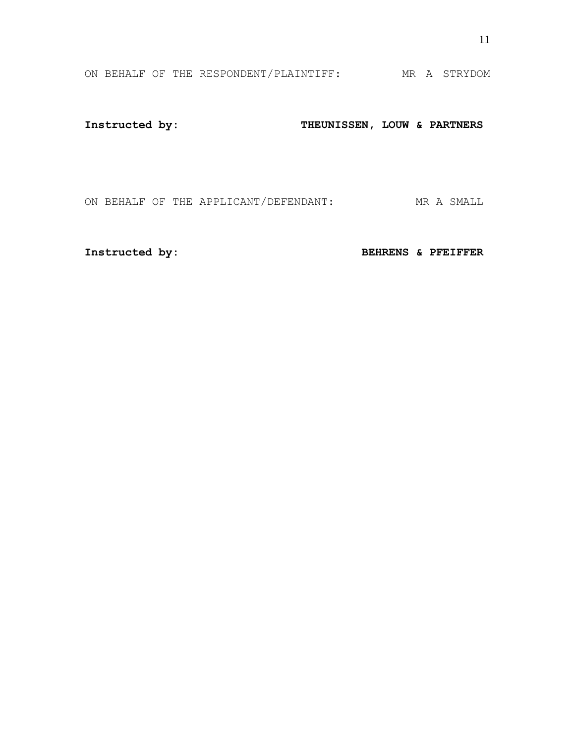ON BEHALF OF THE RESPONDENT/PLAINTIFF: MR A STRYDOM

**Instructed by: THEUNISSEN, LOUW & PARTNERS**

ON BEHALF OF THE APPLICANT/DEFENDANT: MR A SMALL

**Instructed by: BEHRENS & PFEIFFER**